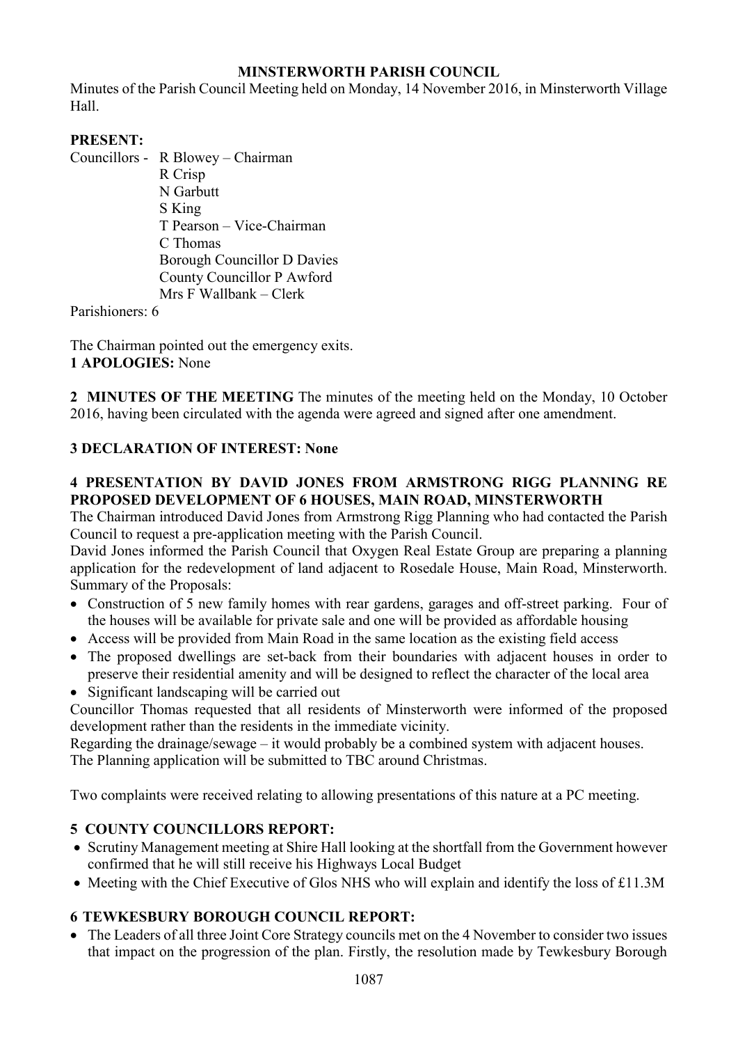# MINSTERWORTH PARISH COUNCIL

Minutes of the Parish Council Meeting held on Monday, 14 November 2016, in Minsterworth Village Hall.

**PRESENT:**

Councillors - R Blowey – Chairman
R Crisp
N Garbutt
S King
T Pearson – Vice-Chairman
C Thomas
Borough Councillor D Davies
County Councillor P Awford
Mrs F Wallbank – Clerk

Parishioners: 6

The Chairman pointed out the emergency exits.

**1 APOLOGIES:** None

**2 MINUTES OF THE MEETING** The minutes of the meeting held on the Monday, 10 October 2016, having been circulated with the agenda were agreed and signed after one amendment.

**3 DECLARATION OF INTEREST: None**

**4 PRESENTATION BY DAVID JONES FROM ARMSTRONG RIGG PLANNING RE PROPOSED DEVELOPMENT OF 6 HOUSES, MAIN ROAD, MINSTERWORTH**

The Chairman introduced David Jones from Armstrong Rigg Planning who had contacted the Parish Council to request a pre-application meeting with the Parish Council.

David Jones informed the Parish Council that Oxygen Real Estate Group are preparing a planning application for the redevelopment of land adjacent to Rosedale House, Main Road, Minsterworth. Summary of the Proposals:

- Construction of 5 new family homes with rear gardens, garages and off-street parking. Four of the houses will be available for private sale and one will be provided as affordable housing
- Access will be provided from Main Road in the same location as the existing field access
- The proposed dwellings are set-back from their boundaries with adjacent houses in order to preserve their residential amenity and will be designed to reflect the character of the local area
- Significant landscaping will be carried out

Councillor Thomas requested that all residents of Minsterworth were informed of the proposed development rather than the residents in the immediate vicinity.

Regarding the drainage/sewage – it would probably be a combined system with adjacent houses.

The Planning application will be submitted to TBC around Christmas.

Two complaints were received relating to allowing presentations of this nature at a PC meeting.

**5 COUNTY COUNCILLORS REPORT:**

- Scrutiny Management meeting at Shire Hall looking at the shortfall from the Government however confirmed that he will still receive his Highways Local Budget
- Meeting with the Chief Executive of Glos NHS who will explain and identify the loss of £11.3M

**6 TEWKESBURY BOROUGH COUNCIL REPORT:**

- The Leaders of all three Joint Core Strategy councils met on the 4 November to consider two issues that impact on the progression of the plan. Firstly, the resolution made by Tewkesbury Borough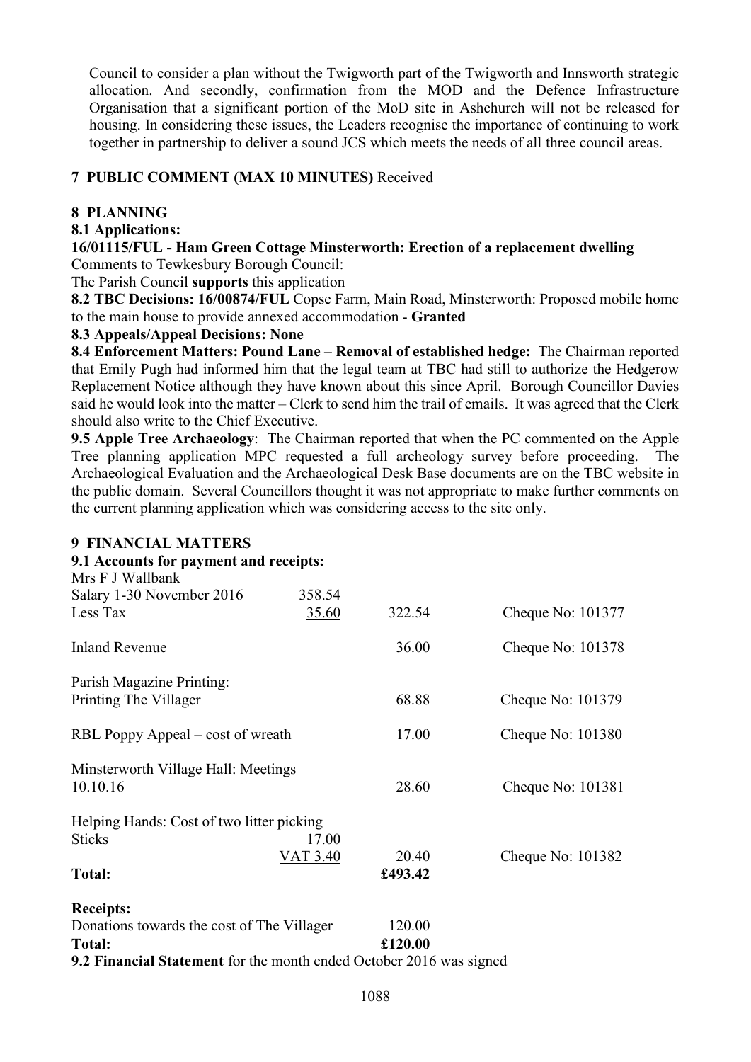Council to consider a plan without the Twigworth part of the Twigworth and Innsworth strategic allocation. And secondly, confirmation from the MOD and the Defence Infrastructure Organisation that a significant portion of the MoD site in Ashchurch will not be released for housing. In considering these issues, the Leaders recognise the importance of continuing to work together in partnership to deliver a sound JCS which meets the needs of all three council areas.

**7 PUBLIC COMMENT (MAX 10 MINUTES)** Received

**8 PLANNING**

**8.1 Applications:**

**16/01115/FUL - Ham Green Cottage Minsterworth: Erection of a replacement dwelling**

Comments to Tewkesbury Borough Council:

The Parish Council **supports** this application

**8.2 TBC Decisions: 16/00874/FUL** Copse Farm, Main Road, Minsterworth: Proposed mobile home to the main house to provide annexed accommodation - **Granted**

**8.3 Appeals/Appeal Decisions: None**

**8.4 Enforcement Matters: Pound Lane – Removal of established hedge:** The Chairman reported that Emily Pugh had informed him that the legal team at TBC had still to authorize the Hedgerow Replacement Notice although they have known about this since April. Borough Councillor Davies said he would look into the matter – Clerk to send him the trail of emails. It was agreed that the Clerk should also write to the Chief Executive.

**9.5 Apple Tree Archaeology**: The Chairman reported that when the PC commented on the Apple Tree planning application MPC requested a full archeology survey before proceeding. The Archaeological Evaluation and the Archaeological Desk Base documents are on the TBC website in the public domain. Several Councillors thought it was not appropriate to make further comments on the current planning application which was considering access to the site only.

**9 FINANCIAL MATTERS**

**9.1 Accounts for payment and receipts:**

| | | | |
|---|---|---|---|
| Mrs F J Wallbank | | | |
| Salary 1-30 November 2016 | 358.54 | | |
| Less Tax | 35.60 | 322.54 | Cheque No: 101377 |
| Inland Revenue | | 36.00 | Cheque No: 101378 |
| Parish Magazine Printing: | | | |
| Printing The Villager | | 68.88 | Cheque No: 101379 |
| RBL Poppy Appeal – cost of wreath | | 17.00 | Cheque No: 101380 |
| Minsterworth Village Hall: Meetings | | | |
| 10.10.16 | | 28.60 | Cheque No: 101381 |
| Helping Hands: Cost of two litter picking | | | |
| Sticks | 17.00 | | |
| | VAT 3.40 | 20.40 | Cheque No: 101382 |
| **Total:** | | **£493.42** | |

**Receipts:**

| | |
|---|---|
| Donations towards the cost of The Villager | 120.00 |
| **Total:** | **£120.00** |

**9.2 Financial Statement** for the month ended October 2016 was signed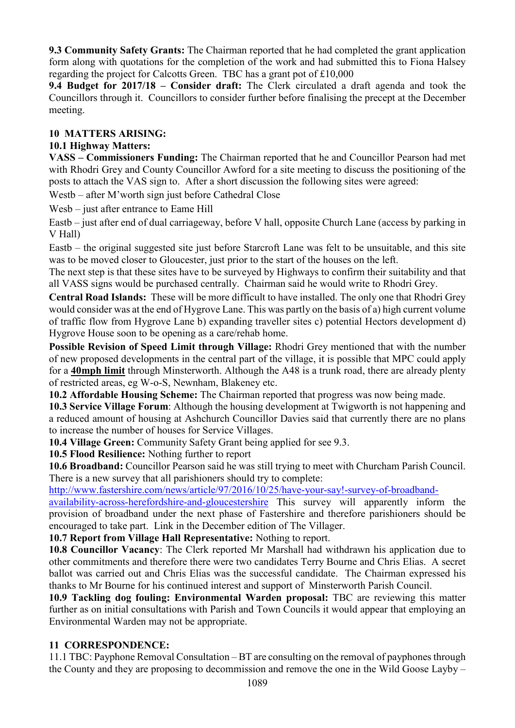**9.3 Community Safety Grants:** The Chairman reported that he had completed the grant application form along with quotations for the completion of the work and had submitted this to Fiona Halsey regarding the project for Calcotts Green. TBC has a grant pot of £10,000

**9.4 Budget for 2017/18 – Consider draft:** The Clerk circulated a draft agenda and took the Councillors through it. Councillors to consider further before finalising the precept at the December meeting.

## 10 MATTERS ARISING:

**10.1 Highway Matters:**

**VASS – Commissioners Funding:** The Chairman reported that he and Councillor Pearson had met with Rhodri Grey and County Councillor Awford for a site meeting to discuss the positioning of the posts to attach the VAS sign to. After a short discussion the following sites were agreed:

Westb – after M'worth sign just before Cathedral Close

Wesb – just after entrance to Eame Hill

Eastb – just after end of dual carriageway, before V hall, opposite Church Lane (access by parking in V Hall)

Eastb – the original suggested site just before Starcroft Lane was felt to be unsuitable, and this site was to be moved closer to Gloucester, just prior to the start of the houses on the left.

The next step is that these sites have to be surveyed by Highways to confirm their suitability and that all VASS signs would be purchased centrally. Chairman said he would write to Rhodri Grey.

**Central Road Islands:** These will be more difficult to have installed. The only one that Rhodri Grey would consider was at the end of Hygrove Lane. This was partly on the basis of a) high current volume of traffic flow from Hygrove Lane b) expanding traveller sites c) potential Hectors development d) Hygrove House soon to be opening as a care/rehab home.

**Possible Revision of Speed Limit through Village:** Rhodri Grey mentioned that with the number of new proposed developments in the central part of the village, it is possible that MPC could apply for a **40mph limit** through Minsterworth. Although the A48 is a trunk road, there are already plenty of restricted areas, eg W-o-S, Newnham, Blakeney etc.

**10.2 Affordable Housing Scheme:** The Chairman reported that progress was now being made.

**10.3 Service Village Forum**: Although the housing development at Twigworth is not happening and a reduced amount of housing at Ashchurch Councillor Davies said that currently there are no plans to increase the number of houses for Service Villages.

**10.4 Village Green:** Community Safety Grant being applied for see 9.3.

**10.5 Flood Resilience:** Nothing further to report

**10.6 Broadband:** Councillor Pearson said he was still trying to meet with Churcham Parish Council. There is a new survey that all parishioners should try to complete:

http://www.fastershire.com/news/article/97/2016/10/25/have-your-say!-survey-of-broadband-availability-across-herefordshire-and-gloucestershire This survey will apparently inform the provision of broadband under the next phase of Fastershire and therefore parishioners should be encouraged to take part. Link in the December edition of The Villager.

**10.7 Report from Village Hall Representative:** Nothing to report.

**10.8 Councillor Vacancy**: The Clerk reported Mr Marshall had withdrawn his application due to other commitments and therefore there were two candidates Terry Bourne and Chris Elias. A secret ballot was carried out and Chris Elias was the successful candidate. The Chairman expressed his thanks to Mr Bourne for his continued interest and support of Minsterworth Parish Council.

**10.9 Tackling dog fouling: Environmental Warden proposal:** TBC are reviewing this matter further as on initial consultations with Parish and Town Councils it would appear that employing an Environmental Warden may not be appropriate.

## 11 CORRESPONDENCE:

11.1 TBC: Payphone Removal Consultation – BT are consulting on the removal of payphones through the County and they are proposing to decommission and remove the one in the Wild Goose Layby –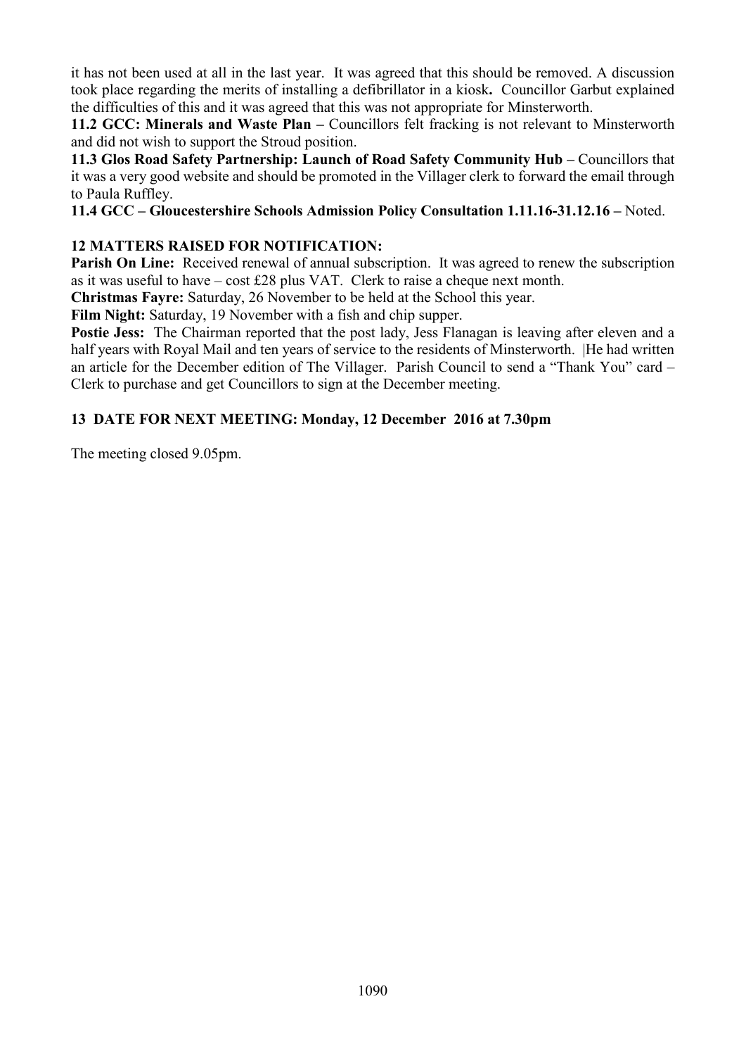it has not been used at all in the last year. It was agreed that this should be removed. A discussion took place regarding the merits of installing a defibrillator in a kiosk**.** Councillor Garbut explained the difficulties of this and it was agreed that this was not appropriate for Minsterworth.

**11.2 GCC: Minerals and Waste Plan –** Councillors felt fracking is not relevant to Minsterworth and did not wish to support the Stroud position.

**11.3 Glos Road Safety Partnership: Launch of Road Safety Community Hub –** Councillors that it was a very good website and should be promoted in the Villager clerk to forward the email through to Paula Ruffley.

**11.4 GCC – Gloucestershire Schools Admission Policy Consultation 1.11.16-31.12.16 –** Noted.

**12 MATTERS RAISED FOR NOTIFICATION:**

**Parish On Line:** Received renewal of annual subscription. It was agreed to renew the subscription as it was useful to have – cost £28 plus VAT. Clerk to raise a cheque next month.

**Christmas Fayre:** Saturday, 26 November to be held at the School this year.

**Film Night:** Saturday, 19 November with a fish and chip supper.

**Postie Jess:** The Chairman reported that the post lady, Jess Flanagan is leaving after eleven and a half years with Royal Mail and ten years of service to the residents of Minsterworth. |He had written an article for the December edition of The Villager. Parish Council to send a "Thank You" card – Clerk to purchase and get Councillors to sign at the December meeting.

**13 DATE FOR NEXT MEETING: Monday, 12 December 2016 at 7.30pm**

The meeting closed 9.05pm.